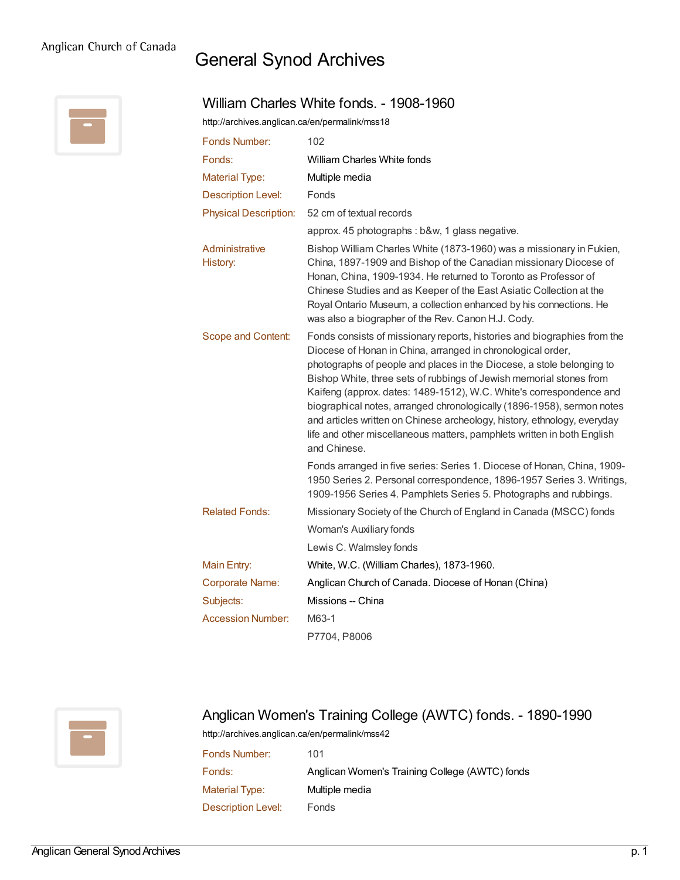Anglican Church of Canada

# General Synod Archives

## William Charles White fonds. - 1908-1960

http://archives.anglican.ca/en/permalink/mss18

| | |
|---|---|
| Fonds Number: | 102 |
| Fonds: | William Charles White fonds |
| Material Type: | Multiple media |
| Description Level: | Fonds |
| Physical Description: | 52 cm of textual records<br>approx. 45 photographs : b&w, 1 glass negative. |
| Administrative History: | Bishop William Charles White (1873-1960) was a missionary in Fukien, China, 1897-1909 and Bishop of the Canadian missionary Diocese of Honan, China, 1909-1934. He returned to Toronto as Professor of Chinese Studies and as Keeper of the East Asiatic Collection at the Royal Ontario Museum, a collection enhanced by his connections. He was also a biographer of the Rev. Canon H.J. Cody. |
| Scope and Content: | Fonds consists of missionary reports, histories and biographies from the Diocese of Honan in China, arranged in chronological order, photographs of people and places in the Diocese, a stole belonging to Bishop White, three sets of rubbings of Jewish memorial stones from Kaifeng (approx. dates: 1489-1512), W.C. White's correspondence and biographical notes, arranged chronologically (1896-1958), sermon notes and articles written on Chinese archeology, history, ethnology, everyday life and other miscellaneous matters, pamphlets written in both English and Chinese.<br>Fonds arranged in five series: Series 1. Diocese of Honan, China, 1909-1950 Series 2. Personal correspondence, 1896-1957 Series 3. Writings, 1909-1956 Series 4. Pamphlets Series 5. Photographs and rubbings. |
| Related Fonds: | Missionary Society of the Church of England in Canada (MSCC) fonds<br>Woman's Auxiliary fonds<br>Lewis C. Walmsley fonds |
| Main Entry: | White, W.C. (William Charles), 1873-1960. |
| Corporate Name: | Anglican Church of Canada. Diocese of Honan (China) |
| Subjects: | Missions -- China |
| Accession Number: | M63-1<br>P7704, P8006 |

## Anglican Women's Training College (AWTC) fonds. - 1890-1990

http://archives.anglican.ca/en/permalink/mss42

| | |
|---|---|
| Fonds Number: | 101 |
| Fonds: | Anglican Women's Training College (AWTC) fonds |
| Material Type: | Multiple media |
| Description Level: | Fonds |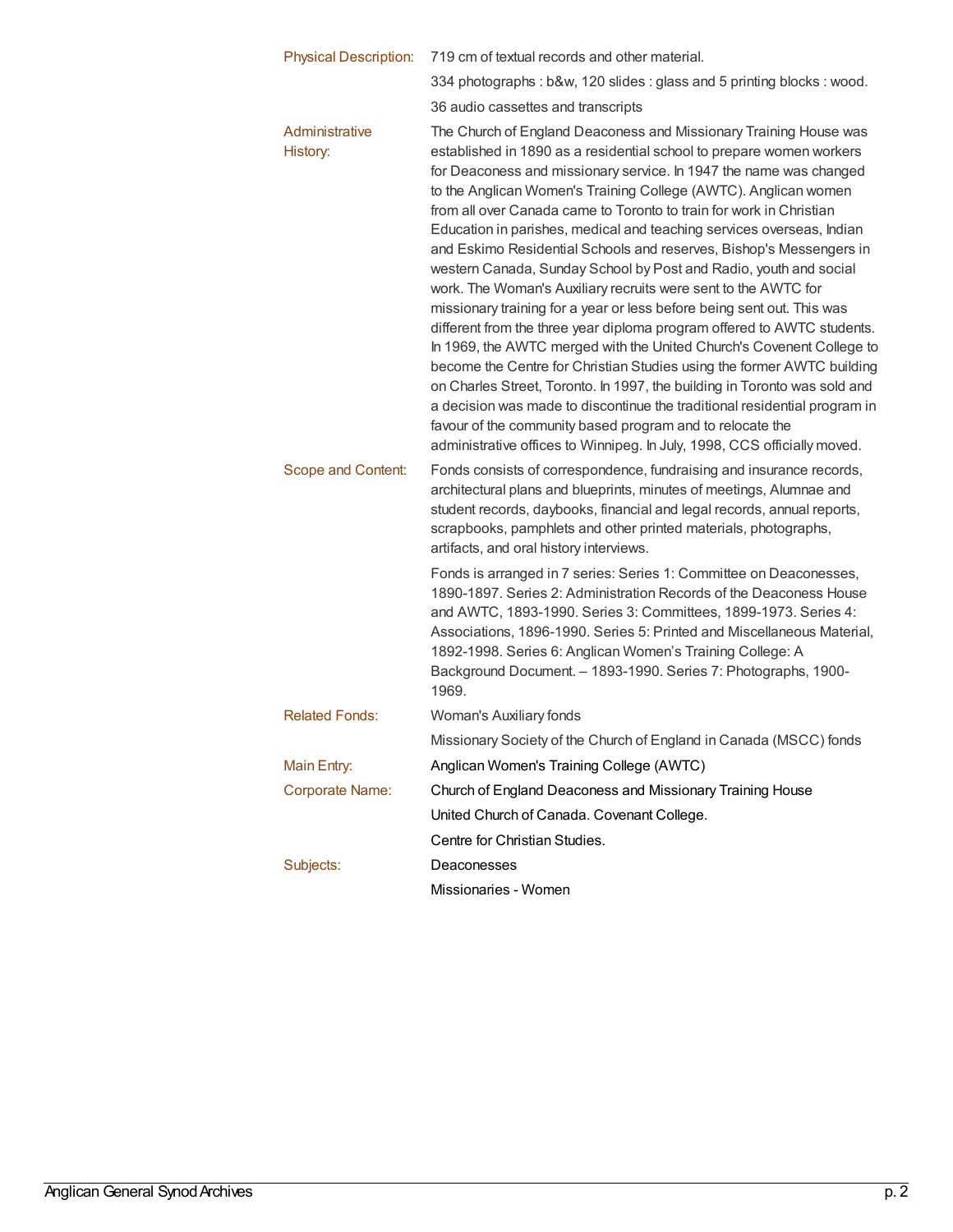**Physical Description:** 719 cm of textual records and other material.

334 photographs : b&w, 120 slides : glass and 5 printing blocks : wood.

36 audio cassettes and transcripts

**Administrative History:** The Church of England Deaconess and Missionary Training House was established in 1890 as a residential school to prepare women workers for Deaconess and missionary service. In 1947 the name was changed to the Anglican Women's Training College (AWTC). Anglican women from all over Canada came to Toronto to train for work in Christian Education in parishes, medical and teaching services overseas, Indian and Eskimo Residential Schools and reserves, Bishop's Messengers in western Canada, Sunday School by Post and Radio, youth and social work. The Woman's Auxiliary recruits were sent to the AWTC for missionary training for a year or less before being sent out. This was different from the three year diploma program offered to AWTC students. In 1969, the AWTC merged with the United Church's Covenent College to become the Centre for Christian Studies using the former AWTC building on Charles Street, Toronto. In 1997, the building in Toronto was sold and a decision was made to discontinue the traditional residential program in favour of the community based program and to relocate the administrative offices to Winnipeg. In July, 1998, CCS officially moved.

**Scope and Content:** Fonds consists of correspondence, fundraising and insurance records, architectural plans and blueprints, minutes of meetings, Alumnae and student records, daybooks, financial and legal records, annual reports, scrapbooks, pamphlets and other printed materials, photographs, artifacts, and oral history interviews.

Fonds is arranged in 7 series: Series 1: Committee on Deaconesses, 1890-1897. Series 2: Administration Records of the Deaconess House and AWTC, 1893-1990. Series 3: Committees, 1899-1973. Series 4: Associations, 1896-1990. Series 5: Printed and Miscellaneous Material, 1892-1998. Series 6: Anglican Women's Training College: A Background Document. – 1893-1990. Series 7: Photographs, 1900-1969.

**Related Fonds:** Woman's Auxiliary fonds

Missionary Society of the Church of England in Canada (MSCC) fonds

**Main Entry:** Anglican Women's Training College (AWTC)

**Corporate Name:** Church of England Deaconess and Missionary Training House

United Church of Canada. Covenant College.

Centre for Christian Studies.

**Subjects:** Deaconesses

Missionaries - Women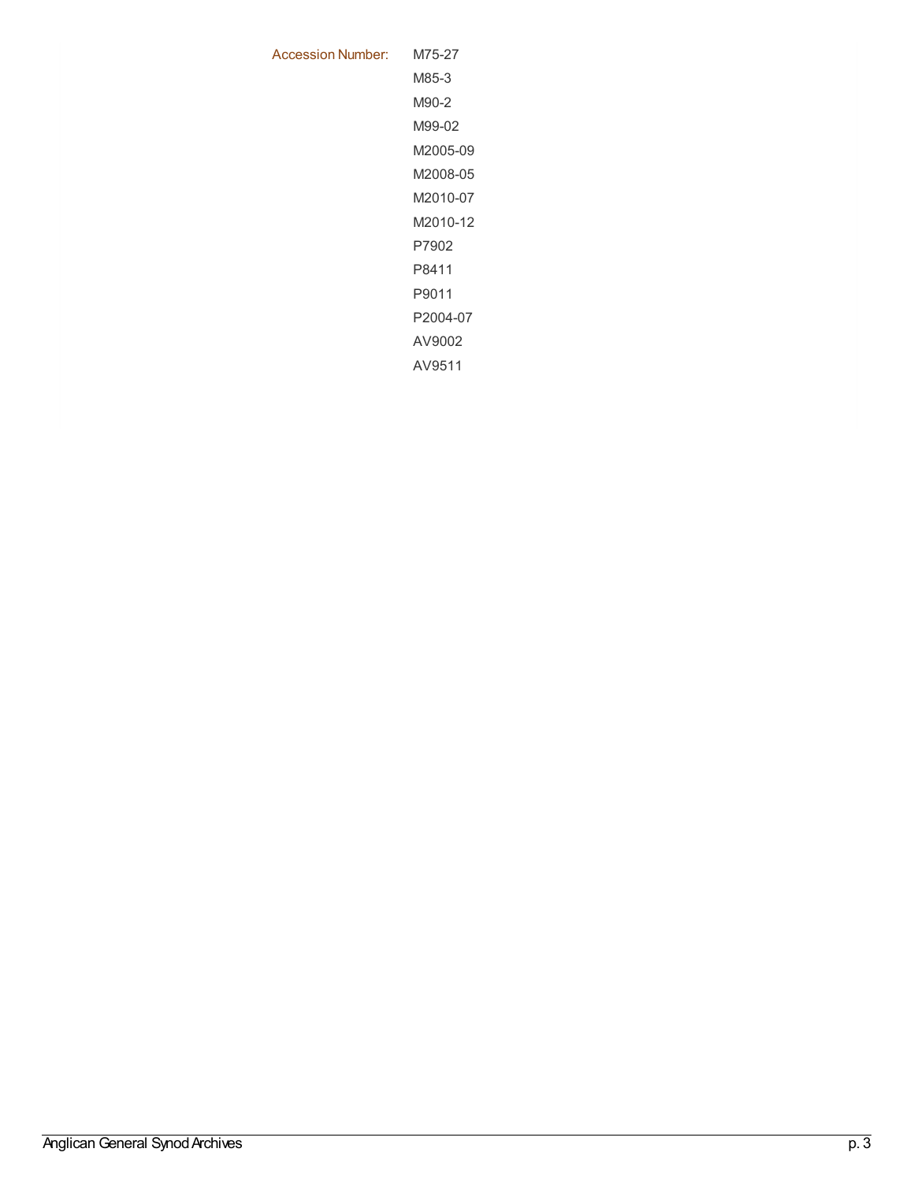Accession Number: M75-27
M85-3
M90-2
M99-02
M2005-09
M2008-05
M2010-07
M2010-12
P7902
P8411
P9011
P2004-07
AV9002
AV9511